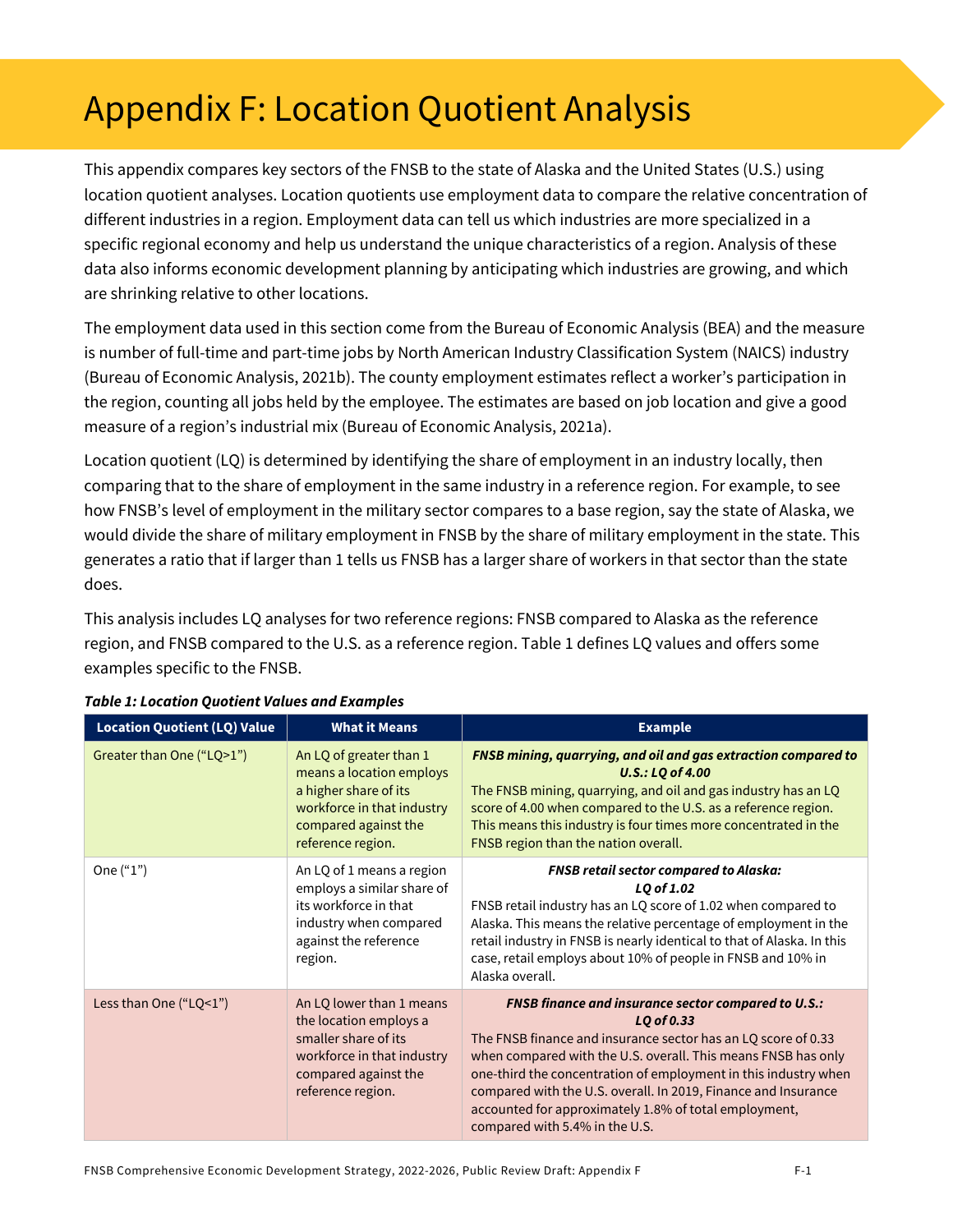# Appendix F: Location Quotient Analysis

This appendix compares key sectors of the FNSB to the state of Alaska and the United States (U.S.) using location quotient analyses. Location quotients use employment data to compare the relative concentration of different industries in a region. Employment data can tell us which industries are more specialized in a specific regional economy and help us understand the unique characteristics of a region. Analysis of these data also informs economic development planning by anticipating which industries are growing, and which are shrinking relative to other locations.

The employment data used in this section come from the Bureau of Economic Analysis (BEA) and the measure is number of full-time and part-time jobs by North American Industry Classification System (NAICS) industry (Bureau of Economic Analysis, 2021b). The county employment estimates reflect a worker's participation in the region, counting all jobs held by the employee. The estimates are based on job location and give a good measure of a region's industrial mix (Bureau of Economic Analysis, 2021a).

Location quotient (LQ) is determined by identifying the share of employment in an industry locally, then comparing that to the share of employment in the same industry in a reference region. For example, to see how FNSB's level of employment in the military sector compares to a base region, say the state of Alaska, we would divide the share of military employment in FNSB by the share of military employment in the state. This generates a ratio that if larger than 1 tells us FNSB has a larger share of workers in that sector than the state does.

This analysis includes LQ analyses for two reference regions: FNSB compared to Alaska as the reference region, and FNSB compared to the U.S. as a reference region. Table 1 defines LQ values and offers some examples specific to the FNSB.

***Table 1: Location Quotient Values and Examples***

| Location Quotient (LQ) Value | What it Means | Example |
|---|---|---|
| Greater than One ("LQ>1") | An LQ of greater than 1 means a location employs a higher share of its workforce in that industry compared against the reference region. | ***FNSB mining, quarrying, and oil and gas extraction compared to U.S.: LQ of 4.00*** The FNSB mining, quarrying, and oil and gas industry has an LQ score of 4.00 when compared to the U.S. as a reference region. This means this industry is four times more concentrated in the FNSB region than the nation overall. |
| One ("1") | An LQ of 1 means a region employs a similar share of its workforce in that industry when compared against the reference region. | ***FNSB retail sector compared to Alaska: LQ of 1.02*** FNSB retail industry has an LQ score of 1.02 when compared to Alaska. This means the relative percentage of employment in the retail industry in FNSB is nearly identical to that of Alaska. In this case, retail employs about 10% of people in FNSB and 10% in Alaska overall. |
| Less than One ("LQ<1") | An LQ lower than 1 means the location employs a smaller share of its workforce in that industry compared against the reference region. | ***FNSB finance and insurance sector compared to U.S.: LQ of 0.33*** The FNSB finance and insurance sector has an LQ score of 0.33 when compared with the U.S. overall. This means FNSB has only one-third the concentration of employment in this industry when compared with the U.S. overall. In 2019, Finance and Insurance accounted for approximately 1.8% of total employment, compared with 5.4% in the U.S. |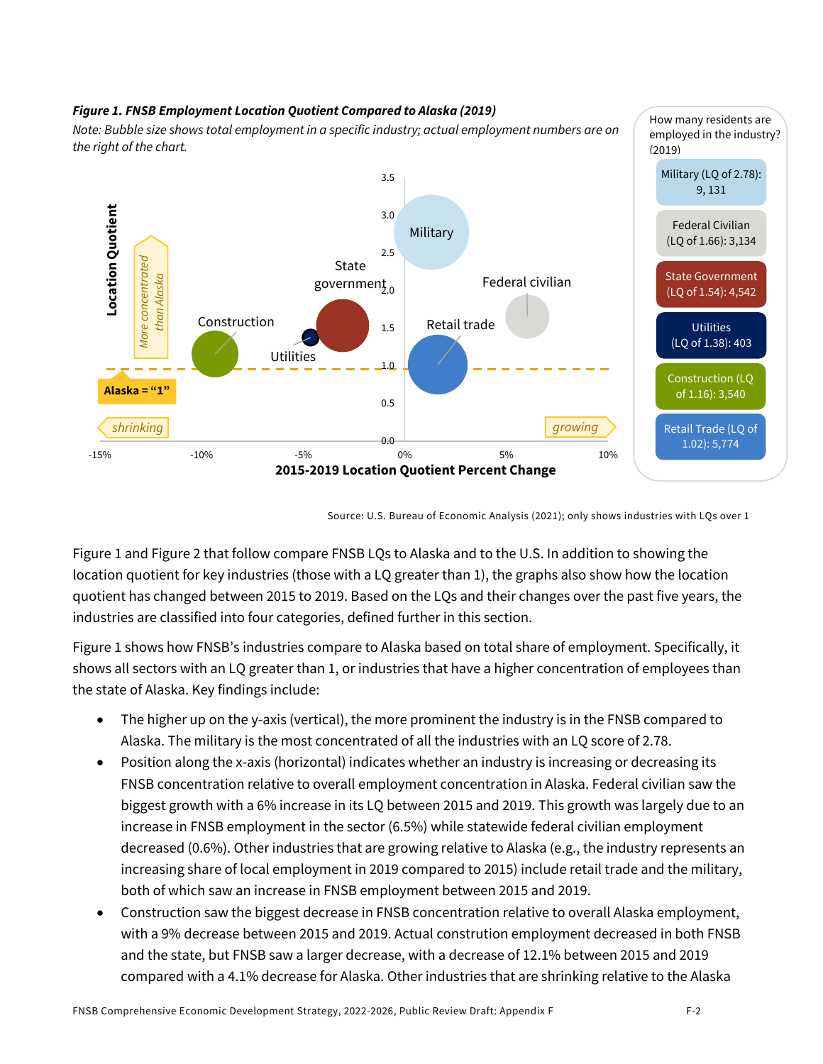***Figure 1. FNSB Employment Location Quotient Compared to Alaska (2019)***

*Note: Bubble size shows total employment in a specific industry; actual employment numbers are on the right of the chart.*

How many residents are employed in the industry? (2019)

- Military (LQ of 2.78): 9, 131
- Federal Civilian (LQ of 1.66): 3,134
- State Government (LQ of 1.54): 4,542
- Utilities (LQ of 1.38): 403
- Construction (LQ of 1.16): 3,540
- Retail Trade (LQ of 1.02): 5,774

Source: U.S. Bureau of Economic Analysis (2021); only shows industries with LQs over 1

Figure 1 and Figure 2 that follow compare FNSB LQs to Alaska and to the U.S. In addition to showing the location quotient for key industries (those with a LQ greater than 1), the graphs also show how the location quotient has changed between 2015 to 2019. Based on the LQs and their changes over the past five years, the industries are classified into four categories, defined further in this section.

Figure 1 shows how FNSB's industries compare to Alaska based on total share of employment. Specifically, it shows all sectors with an LQ greater than 1, or industries that have a higher concentration of employees than the state of Alaska. Key findings include:

- The higher up on the y-axis (vertical), the more prominent the industry is in the FNSB compared to Alaska. The military is the most concentrated of all the industries with an LQ score of 2.78.
- Position along the x-axis (horizontal) indicates whether an industry is increasing or decreasing its FNSB concentration relative to overall employment concentration in Alaska. Federal civilian saw the biggest growth with a 6% increase in its LQ between 2015 and 2019. This growth was largely due to an increase in FNSB employment in the sector (6.5%) while statewide federal civilian employment decreased (0.6%). Other industries that are growing relative to Alaska (e.g., the industry represents an increasing share of local employment in 2019 compared to 2015) include retail trade and the military, both of which saw an increase in FNSB employment between 2015 and 2019.
- Construction saw the biggest decrease in FNSB concentration relative to overall Alaska employment, with a 9% decrease between 2015 and 2019. Actual constrution employment decreased in both FNSB and the state, but FNSB saw a larger decrease, with a decrease of 12.1% between 2015 and 2019 compared with a 4.1% decrease for Alaska. Other industries that are shrinking relative to the Alaska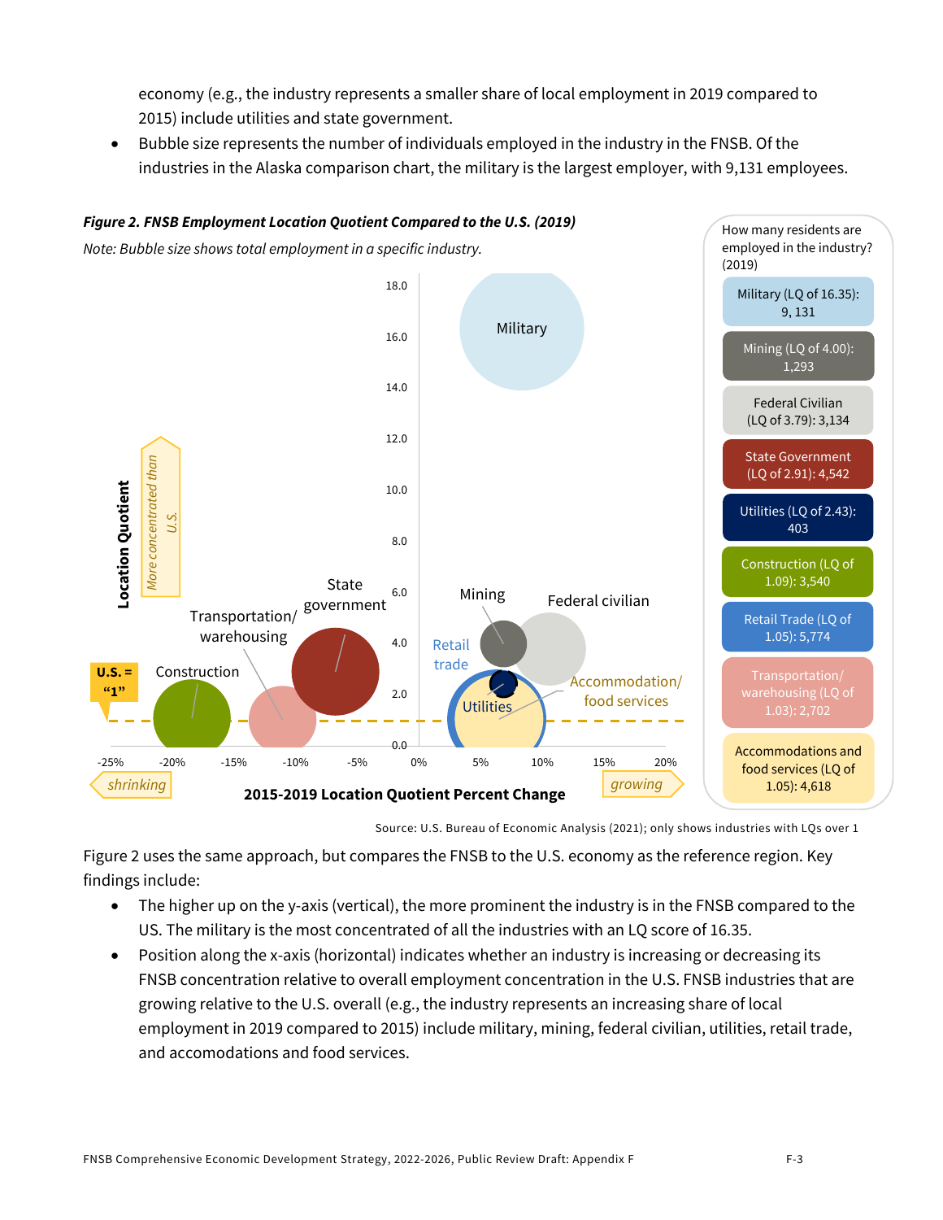economy (e.g., the industry represents a smaller share of local employment in 2019 compared to 2015) include utilities and state government.

- Bubble size represents the number of individuals employed in the industry in the FNSB. Of the industries in the Alaska comparison chart, the military is the largest employer, with 9,131 employees.

***Figure 2. FNSB Employment Location Quotient Compared to the U.S. (2019)***

*Note: Bubble size shows total employment in a specific industry.*

How many residents are employed in the industry? (2019)

- Military (LQ of 16.35): 9, 131
- Mining (LQ of 4.00): 1,293
- Federal Civilian (LQ of 3.79): 3,134
- State Government (LQ of 2.91): 4,542
- Utilities (LQ of 2.43): 403
- Construction (LQ of 1.09): 3,540
- Retail Trade (LQ of 1.05): 5,774
- Transportation/ warehousing (LQ of 1.03): 2,702
- Accommodations and food services (LQ of 1.05): 4,618

Source: U.S. Bureau of Economic Analysis (2021); only shows industries with LQs over 1

Figure 2 uses the same approach, but compares the FNSB to the U.S. economy as the reference region. Key findings include:

- The higher up on the y-axis (vertical), the more prominent the industry is in the FNSB compared to the US. The military is the most concentrated of all the industries with an LQ score of 16.35.
- Position along the x-axis (horizontal) indicates whether an industry is increasing or decreasing its FNSB concentration relative to overall employment concentration in the U.S. FNSB industries that are growing relative to the U.S. overall (e.g., the industry represents an increasing share of local employment in 2019 compared to 2015) include military, mining, federal civilian, utilities, retail trade, and accomodations and food services.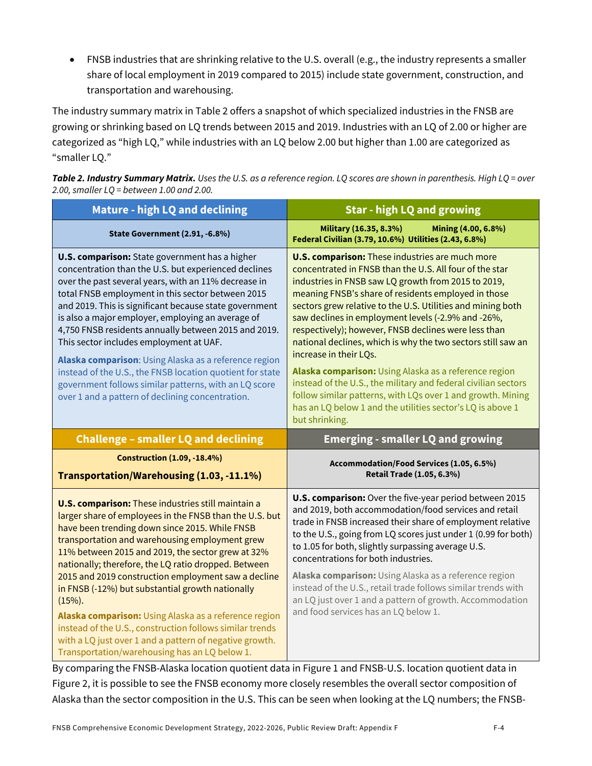- FNSB industries that are shrinking relative to the U.S. overall (e.g., the industry represents a smaller share of local employment in 2019 compared to 2015) include state government, construction, and transportation and warehousing.

The industry summary matrix in Table 2 offers a snapshot of which specialized industries in the FNSB are growing or shrinking based on LQ trends between 2015 and 2019. Industries with an LQ of 2.00 or higher are categorized as "high LQ," while industries with an LQ below 2.00 but higher than 1.00 are categorized as "smaller LQ."

***Table 2. Industry Summary Matrix.*** *Uses the U.S. as a reference region. LQ scores are shown in parenthesis. High LQ = over 2.00, smaller LQ = between 1.00 and 2.00.*

| **Mature - high LQ and declining** | **Star - high LQ and growing** |
|---|---|
| **State Government (2.91, -6.8%)** | **Military (16.35, 8.3%) Mining (4.00, 6.8%) Federal Civilian (3.79, 10.6%) Utilities (2.43, 6.8%)** |
| **U.S. comparison:** State government has a higher concentration than the U.S. but experienced declines over the past several years, with an 11% decrease in total FNSB employment in this sector between 2015 and 2019. This is significant because state government is also a major employer, employing an average of 4,750 FNSB residents annually between 2015 and 2019. This sector includes employment at UAF.<br><br>**Alaska comparison**: Using Alaska as a reference region instead of the U.S., the FNSB location quotient for state government follows similar patterns, with an LQ score over 1 and a pattern of declining concentration. | **U.S. comparison:** These industries are much more concentrated in FNSB than the U.S. All four of the star industries in FNSB saw LQ growth from 2015 to 2019, meaning FNSB's share of residents employed in those sectors grew relative to the U.S. Utilities and mining both saw declines in employment levels (-2.9% and -26%, respectively); however, FNSB declines were less than national declines, which is why the two sectors still saw an increase in their LQs.<br><br>**Alaska comparison:** Using Alaska as a reference region instead of the U.S., the military and federal civilian sectors follow similar patterns, with LQs over 1 and growth. Mining has an LQ below 1 and the utilities sector's LQ is above 1 but shrinking. |
| **Challenge – smaller LQ and declining** | **Emerging - smaller LQ and growing** |
| **Construction (1.09, -18.4%)**<br>**Transportation/Warehousing (1.03, -11.1%)** | **Accommodation/Food Services (1.05, 6.5%)**<br>**Retail Trade (1.05, 6.3%)** |
| **U.S. comparison:** These industries still maintain a larger share of employees in the FNSB than the U.S. but have been trending down since 2015. While FNSB transportation and warehousing employment grew 11% between 2015 and 2019, the sector grew at 32% nationally; therefore, the LQ ratio dropped. Between 2015 and 2019 construction employment saw a decline in FNSB (-12%) but substantial growth nationally (15%).<br><br>**Alaska comparison:** Using Alaska as a reference region instead of the U.S., construction follows similar trends with a LQ just over 1 and a pattern of negative growth. Transportation/warehousing has an LQ below 1. | **U.S. comparison:** Over the five-year period between 2015 and 2019, both accommodation/food services and retail trade in FNSB increased their share of employment relative to the U.S., going from LQ scores just under 1 (0.99 for both) to 1.05 for both, slightly surpassing average U.S. concentrations for both industries.<br><br>**Alaska comparison:** Using Alaska as a reference region instead of the U.S., retail trade follows similar trends with an LQ just over 1 and a pattern of growth. Accommodation and food services has an LQ below 1. |

By comparing the FNSB-Alaska location quotient data in Figure 1 and FNSB-U.S. location quotient data in Figure 2, it is possible to see the FNSB economy more closely resembles the overall sector composition of Alaska than the sector composition in the U.S. This can be seen when looking at the LQ numbers; the FNSB-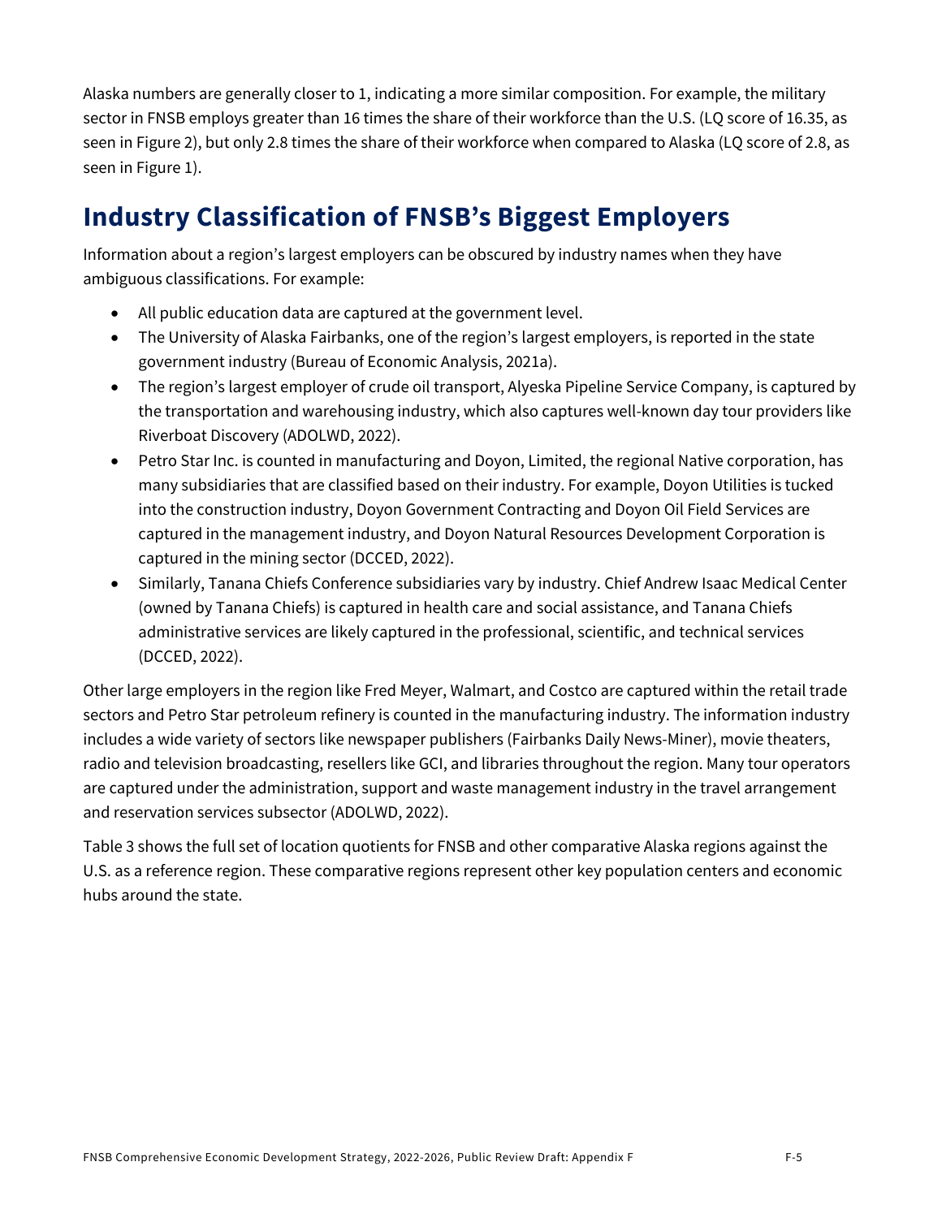Alaska numbers are generally closer to 1, indicating a more similar composition. For example, the military sector in FNSB employs greater than 16 times the share of their workforce than the U.S. (LQ score of 16.35, as seen in Figure 2), but only 2.8 times the share of their workforce when compared to Alaska (LQ score of 2.8, as seen in Figure 1).

## Industry Classification of FNSB's Biggest Employers

Information about a region's largest employers can be obscured by industry names when they have ambiguous classifications. For example:

- All public education data are captured at the government level.
- The University of Alaska Fairbanks, one of the region's largest employers, is reported in the state government industry (Bureau of Economic Analysis, 2021a).
- The region's largest employer of crude oil transport, Alyeska Pipeline Service Company, is captured by the transportation and warehousing industry, which also captures well-known day tour providers like Riverboat Discovery (ADOLWD, 2022).
- Petro Star Inc. is counted in manufacturing and Doyon, Limited, the regional Native corporation, has many subsidiaries that are classified based on their industry. For example, Doyon Utilities is tucked into the construction industry, Doyon Government Contracting and Doyon Oil Field Services are captured in the management industry, and Doyon Natural Resources Development Corporation is captured in the mining sector (DCCED, 2022).
- Similarly, Tanana Chiefs Conference subsidiaries vary by industry. Chief Andrew Isaac Medical Center (owned by Tanana Chiefs) is captured in health care and social assistance, and Tanana Chiefs administrative services are likely captured in the professional, scientific, and technical services (DCCED, 2022).

Other large employers in the region like Fred Meyer, Walmart, and Costco are captured within the retail trade sectors and Petro Star petroleum refinery is counted in the manufacturing industry. The information industry includes a wide variety of sectors like newspaper publishers (Fairbanks Daily News-Miner), movie theaters, radio and television broadcasting, resellers like GCI, and libraries throughout the region. Many tour operators are captured under the administration, support and waste management industry in the travel arrangement and reservation services subsector (ADOLWD, 2022).

Table 3 shows the full set of location quotients for FNSB and other comparative Alaska regions against the U.S. as a reference region. These comparative regions represent other key population centers and economic hubs around the state.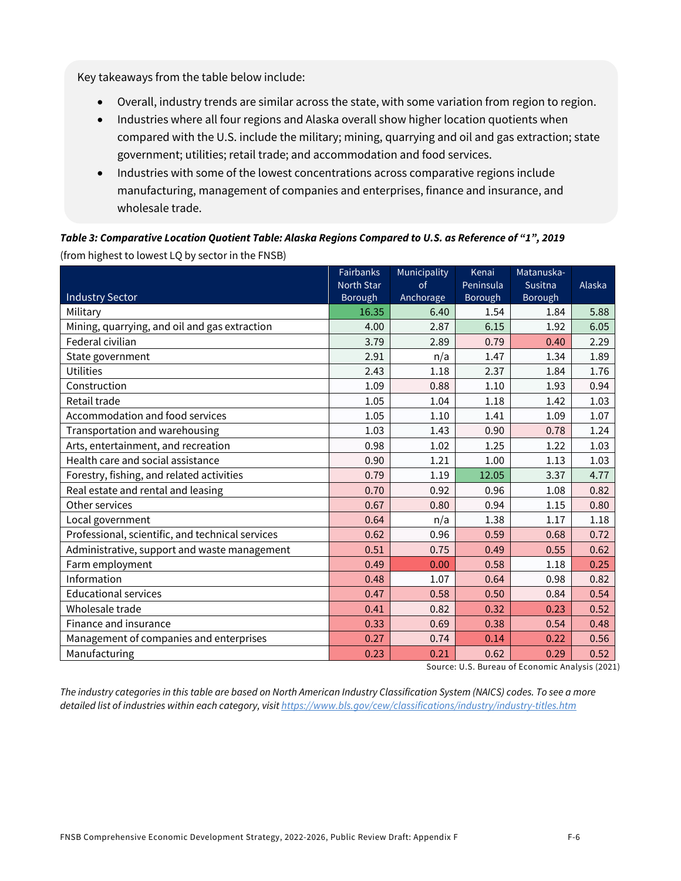Key takeaways from the table below include:

- Overall, industry trends are similar across the state, with some variation from region to region.
- Industries where all four regions and Alaska overall show higher location quotients when compared with the U.S. include the military; mining, quarrying and oil and gas extraction; state government; utilities; retail trade; and accommodation and food services.
- Industries with some of the lowest concentrations across comparative regions include manufacturing, management of companies and enterprises, finance and insurance, and wholesale trade.

***Table 3: Comparative Location Quotient Table: Alaska Regions Compared to U.S. as Reference of "1", 2019***

(from highest to lowest LQ by sector in the FNSB)

| Industry Sector | Fairbanks North Star Borough | Municipality of Anchorage | Kenai Peninsula Borough | Matanuska-Susitna Borough | Alaska |
|---|---|---|---|---|---|
| Military | 16.35 | 6.40 | 1.54 | 1.84 | 5.88 |
| Mining, quarrying, and oil and gas extraction | 4.00 | 2.87 | 6.15 | 1.92 | 6.05 |
| Federal civilian | 3.79 | 2.89 | 0.79 | 0.40 | 2.29 |
| State government | 2.91 | n/a | 1.47 | 1.34 | 1.89 |
| Utilities | 2.43 | 1.18 | 2.37 | 1.84 | 1.76 |
| Construction | 1.09 | 0.88 | 1.10 | 1.93 | 0.94 |
| Retail trade | 1.05 | 1.04 | 1.18 | 1.42 | 1.03 |
| Accommodation and food services | 1.05 | 1.10 | 1.41 | 1.09 | 1.07 |
| Transportation and warehousing | 1.03 | 1.43 | 0.90 | 0.78 | 1.24 |
| Arts, entertainment, and recreation | 0.98 | 1.02 | 1.25 | 1.22 | 1.03 |
| Health care and social assistance | 0.90 | 1.21 | 1.00 | 1.13 | 1.03 |
| Forestry, fishing, and related activities | 0.79 | 1.19 | 12.05 | 3.37 | 4.77 |
| Real estate and rental and leasing | 0.70 | 0.92 | 0.96 | 1.08 | 0.82 |
| Other services | 0.67 | 0.80 | 0.94 | 1.15 | 0.80 |
| Local government | 0.64 | n/a | 1.38 | 1.17 | 1.18 |
| Professional, scientific, and technical services | 0.62 | 0.96 | 0.59 | 0.68 | 0.72 |
| Administrative, support and waste management | 0.51 | 0.75 | 0.49 | 0.55 | 0.62 |
| Farm employment | 0.49 | 0.00 | 0.58 | 1.18 | 0.25 |
| Information | 0.48 | 1.07 | 0.64 | 0.98 | 0.82 |
| Educational services | 0.47 | 0.58 | 0.50 | 0.84 | 0.54 |
| Wholesale trade | 0.41 | 0.82 | 0.32 | 0.23 | 0.52 |
| Finance and insurance | 0.33 | 0.69 | 0.38 | 0.54 | 0.48 |
| Management of companies and enterprises | 0.27 | 0.74 | 0.14 | 0.22 | 0.56 |
| Manufacturing | 0.23 | 0.21 | 0.62 | 0.29 | 0.52 |

Source: U.S. Bureau of Economic Analysis (2021)

*The industry categories in this table are based on North American Industry Classification System (NAICS) codes. To see a more detailed list of industries within each category, visit [https://www.bls.gov/cew/classifications/industry/industry-titles.htm](https://www.bls.gov/cew/classifications/industry/industry-titles.htm)*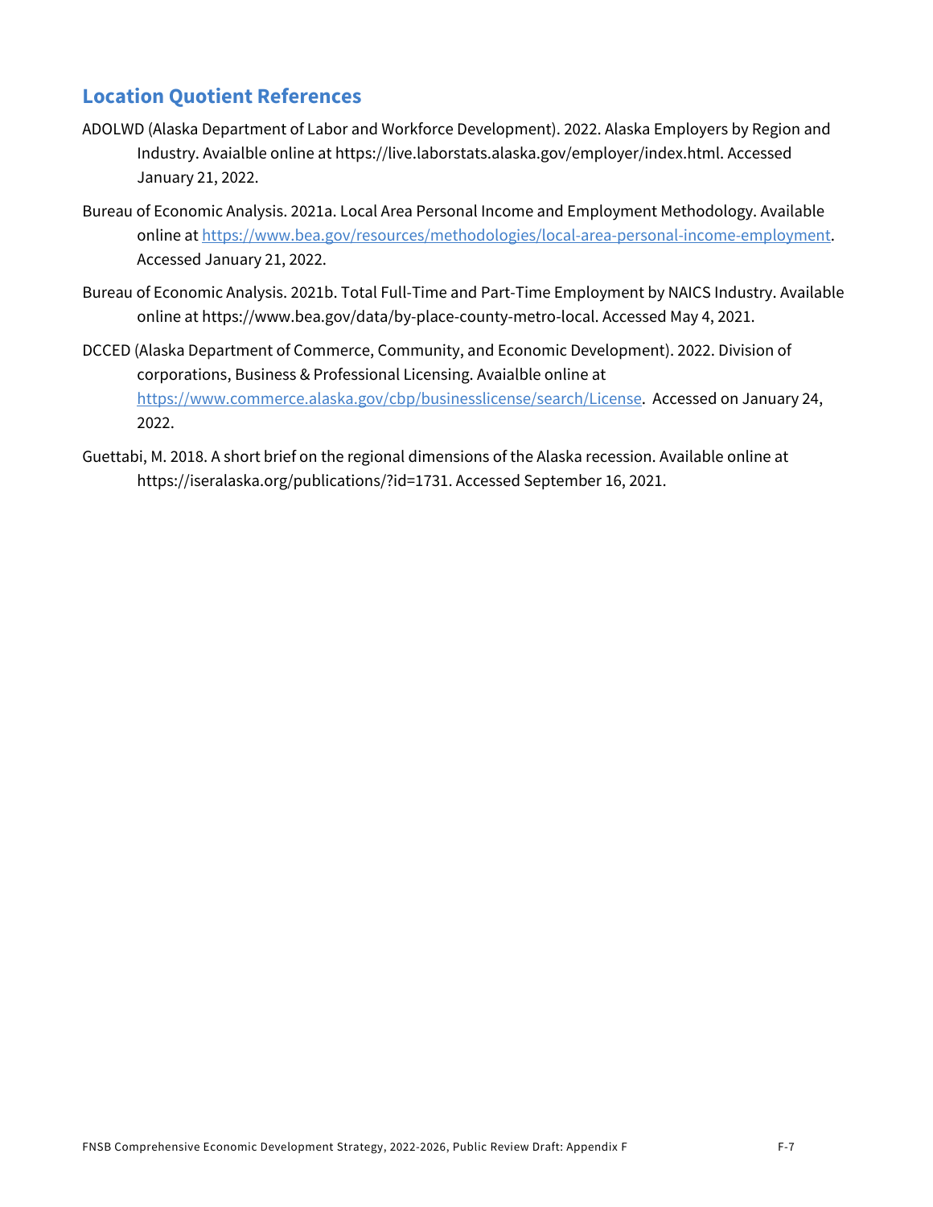## Location Quotient References

ADOLWD (Alaska Department of Labor and Workforce Development). 2022. Alaska Employers by Region and Industry. Avaialble online at https://live.laborstats.alaska.gov/employer/index.html. Accessed January 21, 2022.

Bureau of Economic Analysis. 2021a. Local Area Personal Income and Employment Methodology. Available online at https://www.bea.gov/resources/methodologies/local-area-personal-income-employment. Accessed January 21, 2022.

Bureau of Economic Analysis. 2021b. Total Full-Time and Part-Time Employment by NAICS Industry. Available online at https://www.bea.gov/data/by-place-county-metro-local. Accessed May 4, 2021.

DCCED (Alaska Department of Commerce, Community, and Economic Development). 2022. Division of corporations, Business & Professional Licensing. Avaialble online at https://www.commerce.alaska.gov/cbp/businesslicense/search/License. Accessed on January 24, 2022.

Guettabi, M. 2018. A short brief on the regional dimensions of the Alaska recession. Available online at https://iseralaska.org/publications/?id=1731. Accessed September 16, 2021.